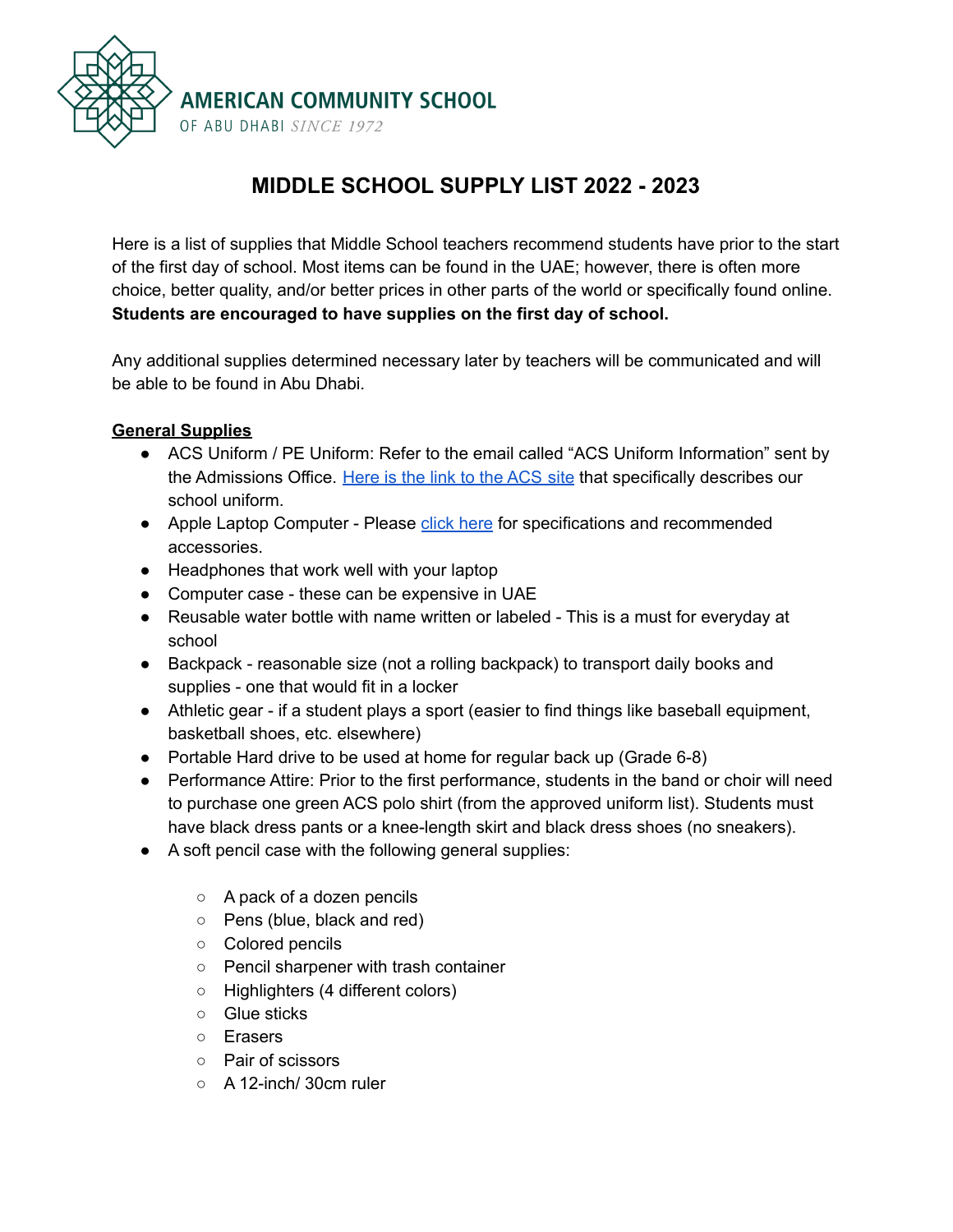AMERICAN COMMUNITY SCHOOL
OF ABU DHABI *SINCE 1972*

# MIDDLE SCHOOL SUPPLY LIST 2022 - 2023

Here is a list of supplies that Middle School teachers recommend students have prior to the start of the first day of school. Most items can be found in the UAE; however, there is often more choice, better quality, and/or better prices in other parts of the world or specifically found online. **Students are encouraged to have supplies on the first day of school.**

Any additional supplies determined necessary later by teachers will be communicated and will be able to be found in Abu Dhabi.

**General Supplies**

- ACS Uniform / PE Uniform: Refer to the email called "ACS Uniform Information" sent by the Admissions Office. Here is the link to the ACS site that specifically describes our school uniform.
- Apple Laptop Computer - Please click here for specifications and recommended accessories.
- Headphones that work well with your laptop
- Computer case - these can be expensive in UAE
- Reusable water bottle with name written or labeled - This is a must for everyday at school
- Backpack - reasonable size (not a rolling backpack) to transport daily books and supplies - one that would fit in a locker
- Athletic gear - if a student plays a sport (easier to find things like baseball equipment, basketball shoes, etc. elsewhere)
- Portable Hard drive to be used at home for regular back up (Grade 6-8)
- Performance Attire: Prior to the first performance, students in the band or choir will need to purchase one green ACS polo shirt (from the approved uniform list). Students must have black dress pants or a knee-length skirt and black dress shoes (no sneakers).
- A soft pencil case with the following general supplies:
    - A pack of a dozen pencils
    - Pens (blue, black and red)
    - Colored pencils
    - Pencil sharpener with trash container
    - Highlighters (4 different colors)
    - Glue sticks
    - Erasers
    - Pair of scissors
    - A 12-inch/ 30cm ruler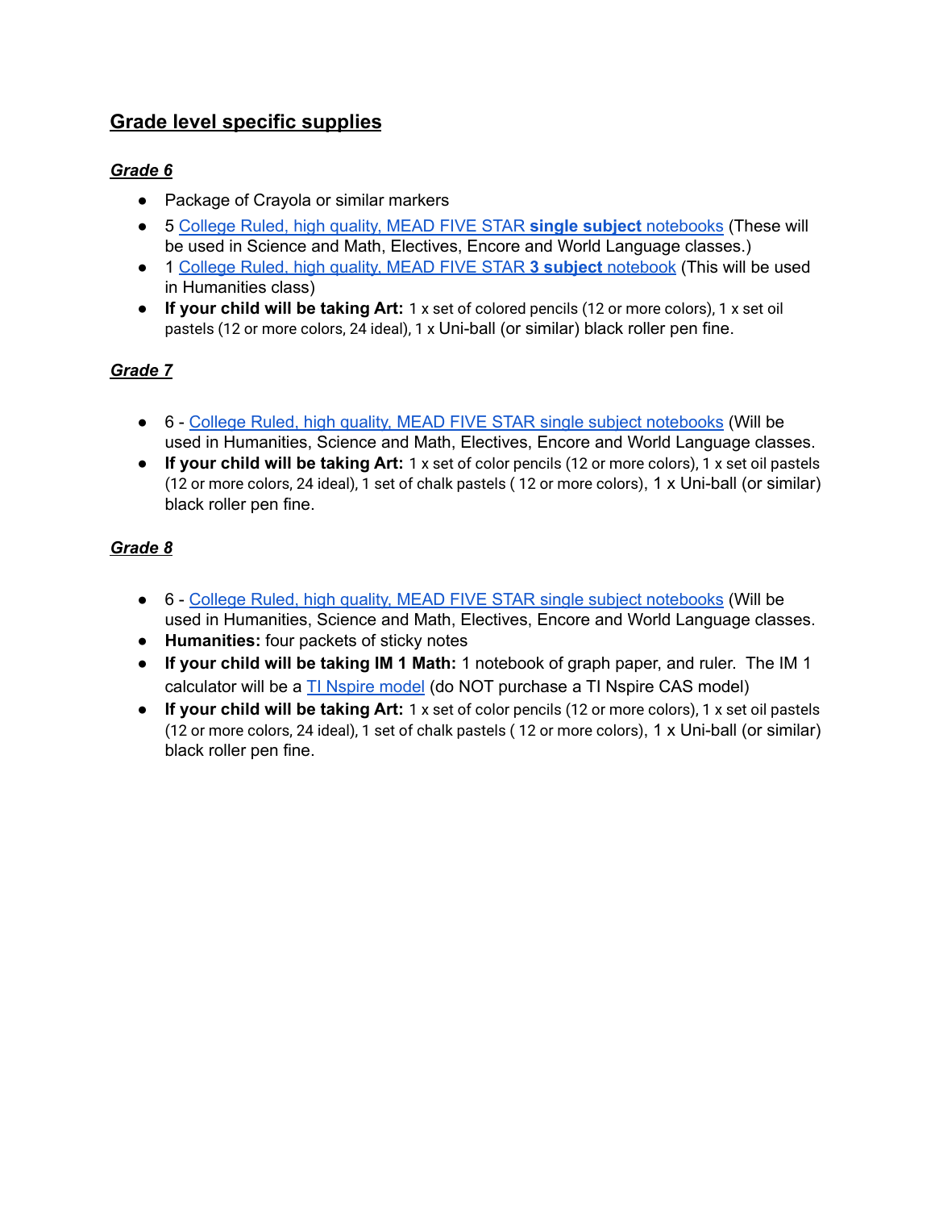## Grade level specific supplies

### ***Grade 6***

- Package of Crayola or similar markers
- 5 College Ruled, high quality, MEAD FIVE STAR **single subject** notebooks (These will be used in Science and Math, Electives, Encore and World Language classes.)
- 1 College Ruled, high quality, MEAD FIVE STAR **3 subject** notebook (This will be used in Humanities class)
- **If your child will be taking Art:** 1 x set of colored pencils (12 or more colors), 1 x set oil pastels (12 or more colors, 24 ideal), 1 x Uni-ball (or similar) black roller pen fine.

### ***Grade 7***

- 6 - College Ruled, high quality, MEAD FIVE STAR single subject notebooks (Will be used in Humanities, Science and Math, Electives, Encore and World Language classes.
- **If your child will be taking Art:** 1 x set of color pencils (12 or more colors), 1 x set oil pastels (12 or more colors, 24 ideal), 1 set of chalk pastels ( 12 or more colors), 1 x Uni-ball (or similar) black roller pen fine.

### ***Grade 8***

- 6 - College Ruled, high quality, MEAD FIVE STAR single subject notebooks (Will be used in Humanities, Science and Math, Electives, Encore and World Language classes.
- **Humanities:** four packets of sticky notes
- **If your child will be taking IM 1 Math:** 1 notebook of graph paper, and ruler. The IM 1 calculator will be a TI Nspire model (do NOT purchase a TI Nspire CAS model)
- **If your child will be taking Art:** 1 x set of color pencils (12 or more colors), 1 x set oil pastels (12 or more colors, 24 ideal), 1 set of chalk pastels ( 12 or more colors), 1 x Uni-ball (or similar) black roller pen fine.